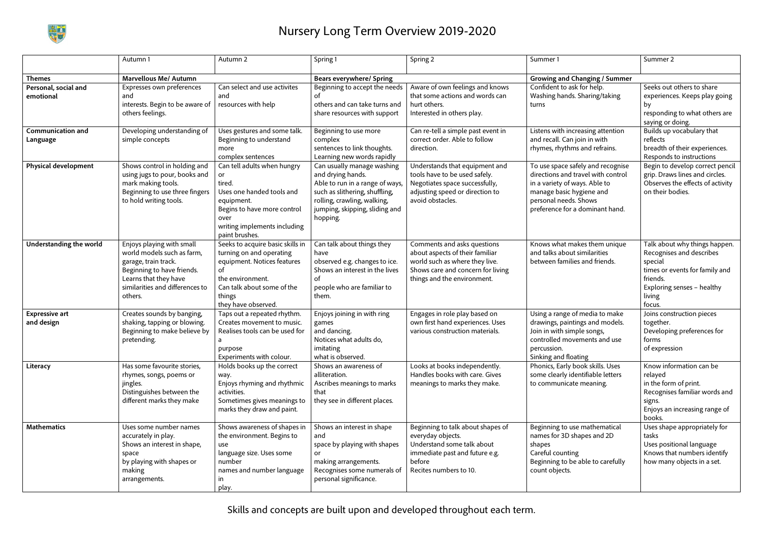# Nursery Long Term Overview 2019-2020

| | Autumn 1 | Autumn 2 | Spring 1 | Spring 2 | Summer 1 | Summer 2 |
|---|---|---|---|---|---|---|
| **Themes** | **Marvellous Me/ Autumn** | | **Bears everywhere/ Spring** | | **Growing and Changing / Summer** | |
| **Personal, social and emotional** | Expresses own preferences and interests. Begin to be aware of others feelings. | Can select and use activites and resources with help | Beginning to accept the needs of others and can take turns and share resources with support | Aware of own feelings and knows that some actions and words can hurt others. Interested in others play. | Confident to ask for help. Washing hands. Sharing/taking turns | Seeks out others to share experiences. Keeps play going by responding to what others are saying or doing. |
| **Communication and Language** | Developing understanding of simple concepts | Uses gestures and some talk. Beginning to understand more complex sentences | Beginning to use more complex sentences to link thoughts. Learning new words rapidly | Can re-tell a simple past event in correct order. Able to follow direction. | Listens with increasing attention and recall. Can join in with rhymes, rhythms and refrains. | Builds up vocabulary that reflects breadth of their experiences. Responds to instructions |
| **Physical development** | Shows control in holding and using jugs to pour, books and mark making tools. Beginning to use three fingers to hold writing tools. | Can tell adults when hungry or tired. Uses one handed tools and equipment. Begins to have more control over writing implements including paint brushes. | Can usually manage washing and drying hands. Able to run in a range of ways, such as slithering, shuffling, rolling, crawling, walking, jumping, skipping, sliding and hopping. | Understands that equipment and tools have to be used safely. Negotiates space successfully, adjusting speed or direction to avoid obstacles. | To use space safely and recognise directions and travel with control in a variety of ways. Able to manage basic hygiene and personal needs. Shows preference for a dominant hand. | Begin to develop correct pencil grip. Draws lines and circles. Observes the effects of activity on their bodies. |
| **Understanding the world** | Enjoys playing with small world models such as farm, garage, train track. Beginning to have friends. Learns that they have similarities and differences to others. | Seeks to acquire basic skills in turning on and operating equipment. Notices features of the environment. Can talk about some of the things they have observed. | Can talk about things they have observed e.g. changes to ice. Shows an interest in the lives of people who are familiar to them. | Comments and asks questions about aspects of their familiar world such as where they live. Shows care and concern for living things and the environment. | Knows what makes them unique and talks about similarities between families and friends. | Talk about why things happen. Recognises and describes special times or events for family and friends. Exploring senses – healthy living focus. |
| **Expressive art and design** | Creates sounds by banging, shaking, tapping or blowing. Beginning to make believe by pretending. | Taps out a repeated rhythm. Creates movement to music. Realises tools can be used for a purpose Experiments with colour. | Enjoys joining in with ring games and dancing. Notices what adults do, imitating what is observed. | Engages in role play based on own first hand experiences. Uses various construction materials. | Using a range of media to make drawings, paintings and models. Join in with simple songs, controlled movements and use percussion. Sinking and floating | Joins construction pieces together. Developing preferences for forms of expression |
| **Literacy** | Has some favourite stories, rhymes, songs, poems or jingles. Distinguishes between the different marks they make | Holds books up the correct way. Enjoys rhyming and rhythmic activities. Sometimes gives meanings to marks they draw and paint. | Shows an awareness of alliteration. Ascribes meanings to marks that they see in different places. | Looks at books independently. Handles books with care. Gives meanings to marks they make. | Phonics, Early book skills. Uses some clearly identifiable letters to communicate meaning. | Know information can be relayed in the form of print. Recognises familiar words and signs. Enjoys an increasing range of books. |
| **Mathematics** | Uses some number names accurately in play. Shows an interest in shape, space by playing with shapes or making arrangements. | Shows awareness of shapes in the environment. Begins to use language size. Uses some number names and number language in play. | Shows an interest in shape and space by playing with shapes or making arrangements. Recognises some numerals of personal significance. | Beginning to talk about shapes of everyday objects. Understand some talk about immediate past and future e.g. before Recites numbers to 10. | Beginning to use mathematical names for 3D shapes and 2D shapes Careful counting Beginning to be able to carefully count objects. | Uses shape appropriately for tasks Uses positional language Knows that numbers identify how many objects in a set. |

Skills and concepts are built upon and developed throughout each term.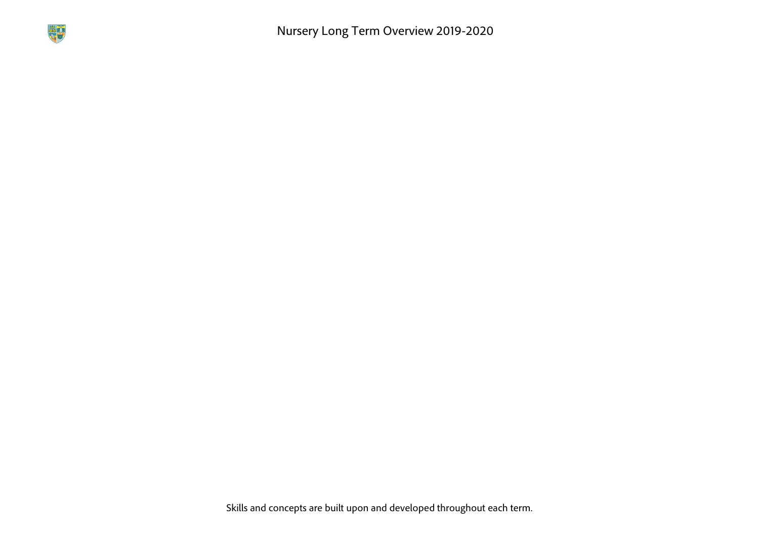# Nursery Long Term Overview 2019-2020

Skills and concepts are built upon and developed throughout each term.